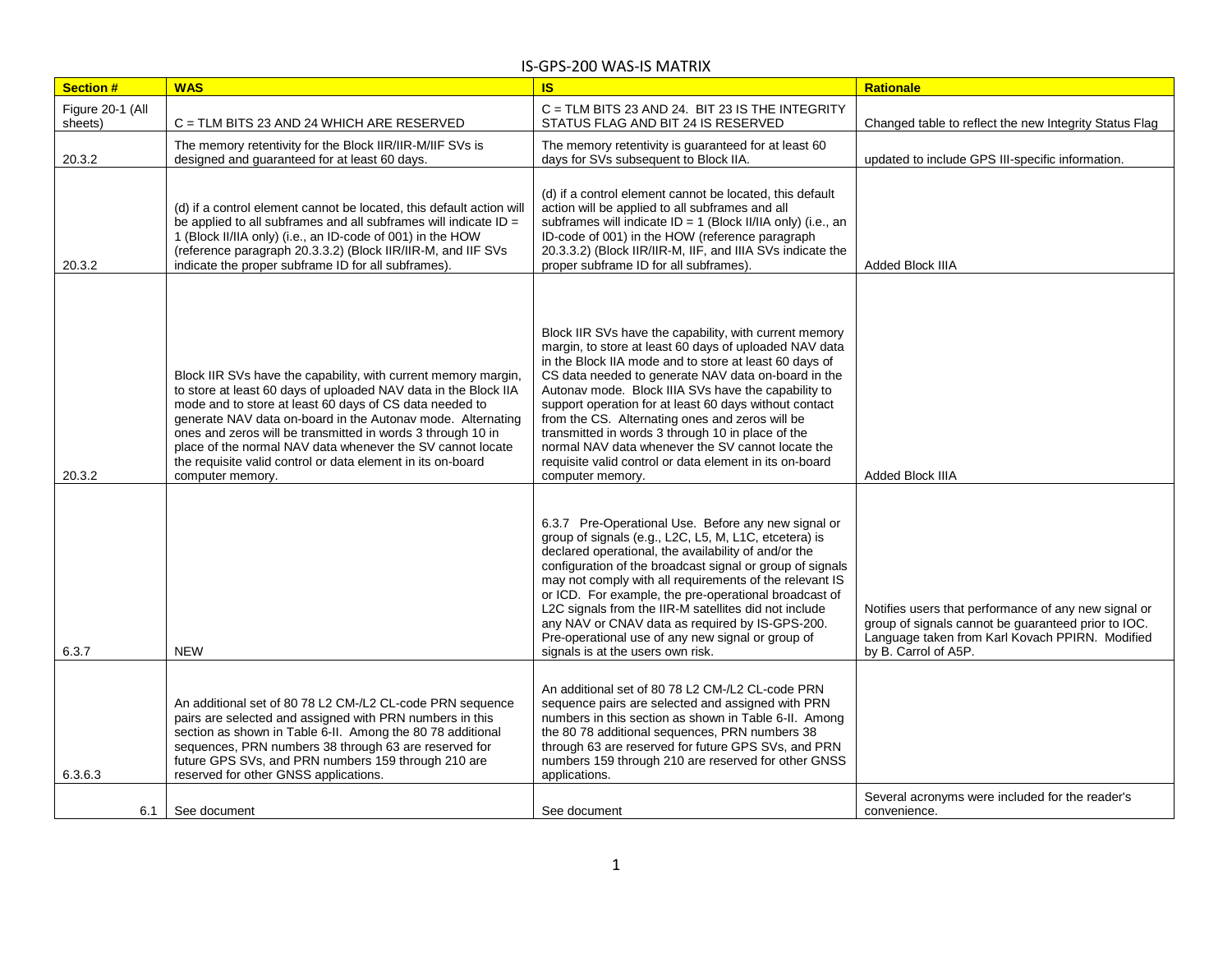# IS-GPS-200 WAS-IS MATRIX

| Section # | WAS | IS | Rationale |
|---|---|---|---|
| Figure 20-1 (All sheets) | C = TLM BITS 23 AND 24 WHICH ARE RESERVED | C = TLM BITS 23 AND 24. BIT 23 IS THE INTEGRITY STATUS FLAG AND BIT 24 IS RESERVED | Changed table to reflect the new Integrity Status Flag |
| 20.3.2 | The memory retentivity for the Block IIR/IIR-M/IIF SVs is designed and guaranteed for at least 60 days. | The memory retentivity is guaranteed for at least 60 days for SVs subsequent to Block IIA. | updated to include GPS III-specific information. |
| 20.3.2 | (d) if a control element cannot be located, this default action will be applied to all subframes and all subframes will indicate ID = 1 (Block II/IIA only) (i.e., an ID-code of 001) in the HOW (reference paragraph 20.3.3.2) (Block IIR/IIR-M, and IIF SVs indicate the proper subframe ID for all subframes). | (d) if a control element cannot be located, this default action will be applied to all subframes and all subframes will indicate ID = 1 (Block II/IIA only) (i.e., an ID-code of 001) in the HOW (reference paragraph 20.3.3.2) (Block IIR/IIR-M, IIF, and IIIA SVs indicate the proper subframe ID for all subframes). | Added Block IIIA |
| 20.3.2 | Block IIR SVs have the capability, with current memory margin, to store at least 60 days of uploaded NAV data in the Block IIA mode and to store at least 60 days of CS data needed to generate NAV data on-board in the Autonav mode. Alternating ones and zeros will be transmitted in words 3 through 10 in place of the normal NAV data whenever the SV cannot locate the requisite valid control or data element in its on-board computer memory. | Block IIR SVs have the capability, with current memory margin, to store at least 60 days of uploaded NAV data in the Block IIA mode and to store at least 60 days of CS data needed to generate NAV data on-board in the Autonav mode. Block IIIA SVs have the capability to support operation for at least 60 days without contact from the CS. Alternating ones and zeros will be transmitted in words 3 through 10 in place of the normal NAV data whenever the SV cannot locate the requisite valid control or data element in its on-board computer memory. | Added Block IIIA |
| 6.3.7 | NEW | 6.3.7 Pre-Operational Use. Before any new signal or group of signals (e.g., L2C, L5, M, L1C, etcetera) is declared operational, the availability of and/or the configuration of the broadcast signal or group of signals may not comply with all requirements of the relevant IS or ICD. For example, the pre-operational broadcast of L2C signals from the IIR-M satellites did not include any NAV or CNAV data as required by IS-GPS-200. Pre-operational use of any new signal or group of signals is at the users own risk. | Notifies users that performance of any new signal or group of signals cannot be guaranteed prior to IOC. Language taken from Karl Kovach PPIRN. Modified by B. Carrol of A5P. |
| 6.3.6.3 | An additional set of 80 78 L2 CM-/L2 CL-code PRN sequence pairs are selected and assigned with PRN numbers in this section as shown in Table 6-II. Among the 80 78 additional sequences, PRN numbers 38 through 63 are reserved for future GPS SVs, and PRN numbers 159 through 210 are reserved for other GNSS applications. | An additional set of 80 78 L2 CM-/L2 CL-code PRN sequence pairs are selected and assigned with PRN numbers in this section as shown in Table 6-II. Among the 80 78 additional sequences, PRN numbers 38 through 63 are reserved for future GPS SVs, and PRN numbers 159 through 210 are reserved for other GNSS applications. | |
| 6.1 | See document | See document | Several acronyms were included for the reader's convenience. |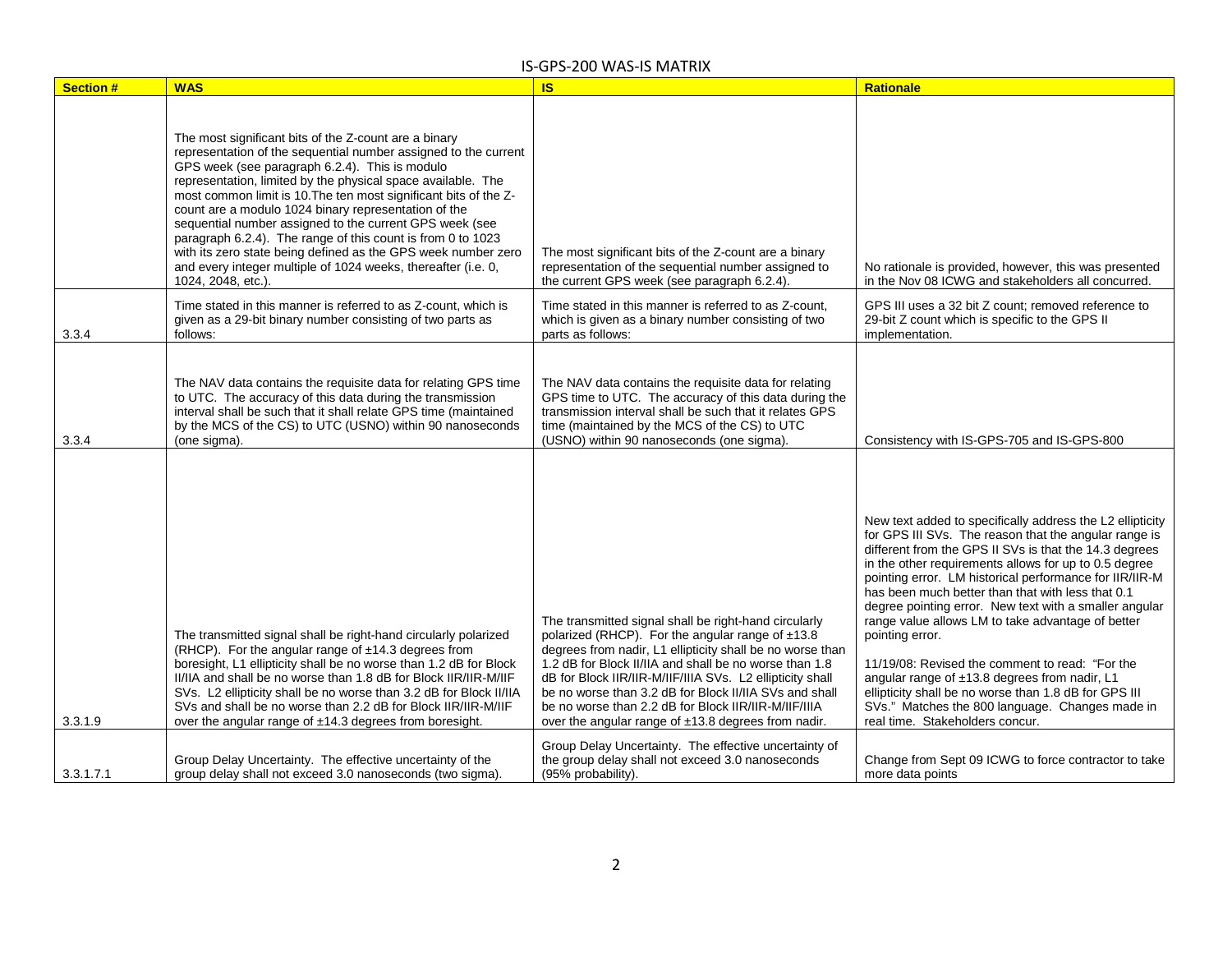IS-GPS-200 WAS-IS MATRIX

| Section # | WAS | IS | Rationale |
|---|---|---|---|
| | The most significant bits of the Z-count are a binary representation of the sequential number assigned to the current GPS week (see paragraph 6.2.4). This is modulo representation, limited by the physical space available. The most common limit is 10.The ten most significant bits of the Z-count are a modulo 1024 binary representation of the sequential number assigned to the current GPS week (see paragraph 6.2.4). The range of this count is from 0 to 1023 with its zero state being defined as the GPS week number zero and every integer multiple of 1024 weeks, thereafter (i.e. 0, 1024, 2048, etc.). | The most significant bits of the Z-count are a binary representation of the sequential number assigned to the current GPS week (see paragraph 6.2.4). | No rationale is provided, however, this was presented in the Nov 08 ICWG and stakeholders all concurred. |
| 3.3.4 | Time stated in this manner is referred to as Z-count, which is given as a 29-bit binary number consisting of two parts as follows: | Time stated in this manner is referred to as Z-count, which is given as a binary number consisting of two parts as follows: | GPS III uses a 32 bit Z count; removed reference to 29-bit Z count which is specific to the GPS II implementation. |
| 3.3.4 | The NAV data contains the requisite data for relating GPS time to UTC. The accuracy of this data during the transmission interval shall be such that it shall relate GPS time (maintained by the MCS of the CS) to UTC (USNO) within 90 nanoseconds (one sigma). | The NAV data contains the requisite data for relating GPS time to UTC. The accuracy of this data during the transmission interval shall be such that it relates GPS time (maintained by the MCS of the CS) to UTC (USNO) within 90 nanoseconds (one sigma). | Consistency with IS-GPS-705 and IS-GPS-800 |
| 3.3.1.9 | The transmitted signal shall be right-hand circularly polarized (RHCP). For the angular range of ±14.3 degrees from boresight, L1 ellipticity shall be no worse than 1.2 dB for Block II/IIA and shall be no worse than 1.8 dB for Block IIR/IIR-M/IIF SVs. L2 ellipticity shall be no worse than 3.2 dB for Block II/IIA SVs and shall be no worse than 2.2 dB for Block IIR/IIR-M/IIF over the angular range of ±14.3 degrees from boresight. | The transmitted signal shall be right-hand circularly polarized (RHCP). For the angular range of ±13.8 degrees from nadir, L1 ellipticity shall be no worse than 1.2 dB for Block II/IIA and shall be no worse than 1.8 dB for Block IIR/IIR-M/IIF/IIIA SVs. L2 ellipticity shall be no worse than 3.2 dB for Block II/IIA SVs and shall be no worse than 2.2 dB for Block IIR/IIR-M/IIF/IIIA over the angular range of ±13.8 degrees from nadir. | New text added to specifically address the L2 ellipticity for GPS III SVs. The reason that the angular range is different from the GPS II SVs is that the 14.3 degrees in the other requirements allows for up to 0.5 degree pointing error. LM historical performance for IIR/IIR-M has been much better than that with less that 0.1 degree pointing error. New text with a smaller angular range value allows LM to take advantage of better pointing error.<br><br>11/19/08: Revised the comment to read: "For the angular range of ±13.8 degrees from nadir, L1 ellipticity shall be no worse than 1.8 dB for GPS III SVs." Matches the 800 language. Changes made in real time. Stakeholders concur. |
| 3.3.1.7.1 | Group Delay Uncertainty. The effective uncertainty of the group delay shall not exceed 3.0 nanoseconds (two sigma). | Group Delay Uncertainty. The effective uncertainty of the group delay shall not exceed 3.0 nanoseconds (95% probability). | Change from Sept 09 ICWG to force contractor to take more data points |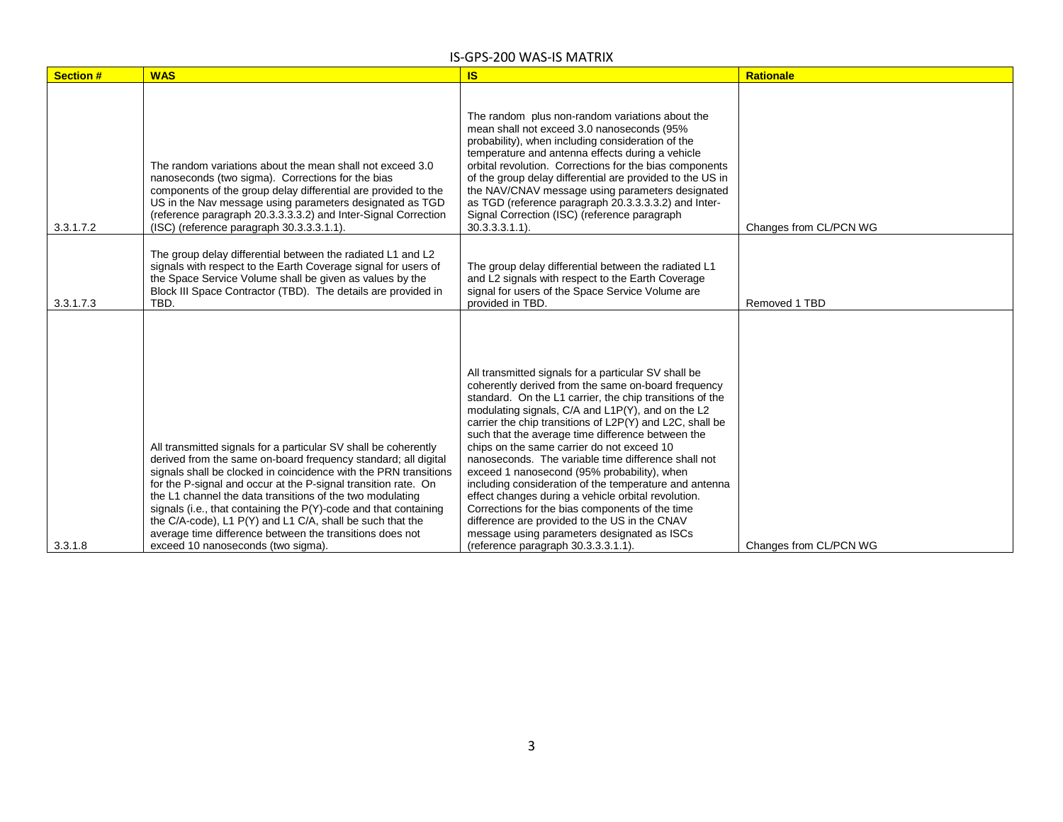# IS-GPS-200 WAS-IS MATRIX

| Section # | WAS | IS | Rationale |
|---|---|---|---|
| 3.3.1.7.2 | The random variations about the mean shall not exceed 3.0 nanoseconds (two sigma). Corrections for the bias components of the group delay differential are provided to the US in the Nav message using parameters designated as TGD (reference paragraph 20.3.3.3.3.2) and Inter-Signal Correction (ISC) (reference paragraph 30.3.3.3.1.1). | The random plus non-random variations about the mean shall not exceed 3.0 nanoseconds (95% probability), when including consideration of the temperature and antenna effects during a vehicle orbital revolution. Corrections for the bias components of the group delay differential are provided to the US in the NAV/CNAV message using parameters designated as TGD (reference paragraph 20.3.3.3.3.2) and Inter-Signal Correction (ISC) (reference paragraph 30.3.3.3.1.1). | Changes from CL/PCN WG |
| 3.3.1.7.3 | The group delay differential between the radiated L1 and L2 signals with respect to the Earth Coverage signal for users of the Space Service Volume shall be given as values by the Block III Space Contractor (TBD). The details are provided in TBD. | The group delay differential between the radiated L1 and L2 signals with respect to the Earth Coverage signal for users of the Space Service Volume are provided in TBD. | Removed 1 TBD |
| 3.3.1.8 | All transmitted signals for a particular SV shall be coherently derived from the same on-board frequency standard; all digital signals shall be clocked in coincidence with the PRN transitions for the P-signal and occur at the P-signal transition rate. On the L1 channel the data transitions of the two modulating signals (i.e., that containing the P(Y)-code and that containing the C/A-code), L1 P(Y) and L1 C/A, shall be such that the average time difference between the transitions does not exceed 10 nanoseconds (two sigma). | All transmitted signals for a particular SV shall be coherently derived from the same on-board frequency standard. On the L1 carrier, the chip transitions of the modulating signals, C/A and L1P(Y), and on the L2 carrier the chip transitions of L2P(Y) and L2C, shall be such that the average time difference between the chips on the same carrier do not exceed 10 nanoseconds. The variable time difference shall not exceed 1 nanosecond (95% probability), when including consideration of the temperature and antenna effect changes during a vehicle orbital revolution. Corrections for the bias components of the time difference are provided to the US in the CNAV message using parameters designated as ISCs (reference paragraph 30.3.3.3.1.1). | Changes from CL/PCN WG |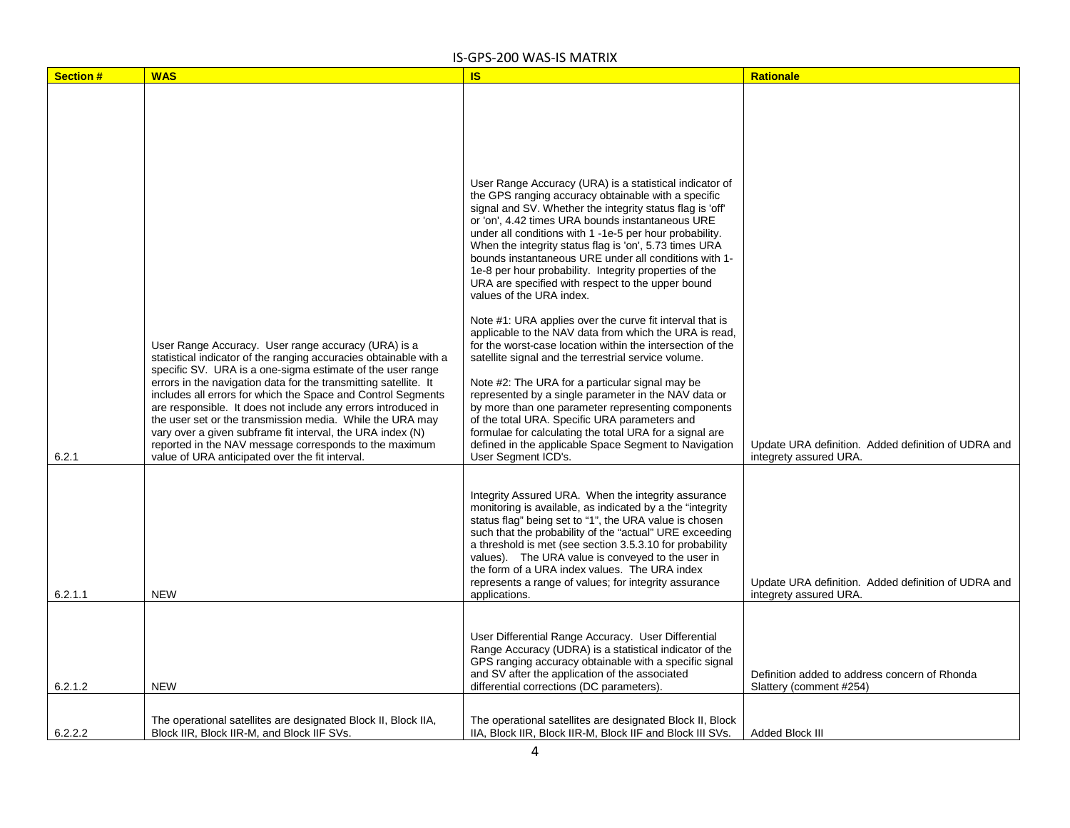IS-GPS-200 WAS-IS MATRIX

| Section # | WAS | IS | Rationale |
|---|---|---|---|
| 6.2.1 | User Range Accuracy. User range accuracy (URA) is a statistical indicator of the ranging accuracies obtainable with a specific SV. URA is a one-sigma estimate of the user range errors in the navigation data for the transmitting satellite. It includes all errors for which the Space and Control Segments are responsible. It does not include any errors introduced in the user set or the transmission media. While the URA may vary over a given subframe fit interval, the URA index (N) reported in the NAV message corresponds to the maximum value of URA anticipated over the fit interval. | User Range Accuracy (URA) is a statistical indicator of the GPS ranging accuracy obtainable with a specific signal and SV. Whether the integrity status flag is 'off' or 'on', 4.42 times URA bounds instantaneous URE under all conditions with 1 -1e-5 per hour probability. When the integrity status flag is 'on', 5.73 times URA bounds instantaneous URE under all conditions with 1-1e-8 per hour probability. Integrity properties of the URA are specified with respect to the upper bound values of the URA index.<br><br>Note #1: URA applies over the curve fit interval that is applicable to the NAV data from which the URA is read, for the worst-case location within the intersection of the satellite signal and the terrestrial service volume.<br><br>Note #2: The URA for a particular signal may be represented by a single parameter in the NAV data or by more than one parameter representing components of the total URA. Specific URA parameters and formulae for calculating the total URA for a signal are defined in the applicable Space Segment to Navigation User Segment ICD's. | Update URA definition. Added definition of UDRA and integrety assured URA. |
| 6.2.1.1 | NEW | Integrity Assured URA. When the integrity assurance monitoring is available, as indicated by a the "integrity status flag" being set to "1", the URA value is chosen such that the probability of the "actual" URE exceeding a threshold is met (see section 3.5.3.10 for probability values). The URA value is conveyed to the user in the form of a URA index values. The URA index represents a range of values; for integrity assurance applications. | Update URA definition. Added definition of UDRA and integrety assured URA. |
| 6.2.1.2 | NEW | User Differential Range Accuracy. User Differential Range Accuracy (UDRA) is a statistical indicator of the GPS ranging accuracy obtainable with a specific signal and SV after the application of the associated differential corrections (DC parameters). | Definition added to address concern of Rhonda Slattery (comment #254) |
| 6.2.2.2 | The operational satellites are designated Block II, Block IIA, Block IIR, Block IIR-M, and Block IIF SVs. | The operational satellites are designated Block II, Block IIA, Block IIR, Block IIR-M, Block IIF and Block III SVs. | Added Block III |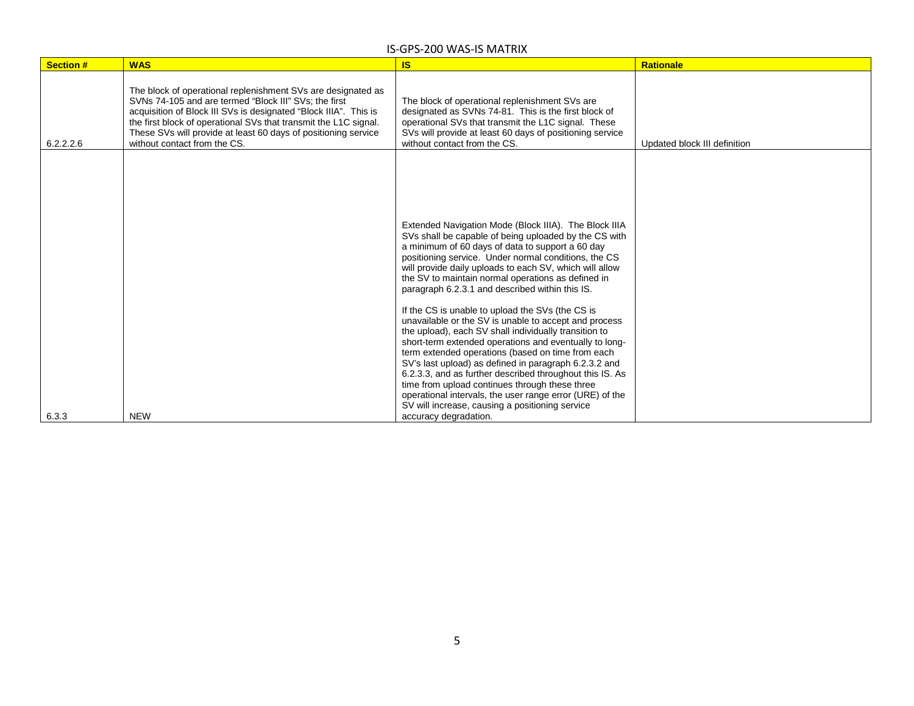IS-GPS-200 WAS-IS MATRIX

| Section # | WAS | IS | Rationale |
|---|---|---|---|
| 6.2.2.2.6 | The block of operational replenishment SVs are designated as SVNs 74-105 and are termed "Block III" SVs; the first acquisition of Block III SVs is designated "Block IIIA". This is the first block of operational SVs that transmit the L1C signal. These SVs will provide at least 60 days of positioning service without contact from the CS. | The block of operational replenishment SVs are designated as SVNs 74-81. This is the first block of operational SVs that transmit the L1C signal. These SVs will provide at least 60 days of positioning service without contact from the CS. | Updated block III definition |
| 6.3.3 | NEW | Extended Navigation Mode (Block IIIA). The Block IIIA SVs shall be capable of being uploaded by the CS with a minimum of 60 days of data to support a 60 day positioning service. Under normal conditions, the CS will provide daily uploads to each SV, which will allow the SV to maintain normal operations as defined in paragraph 6.2.3.1 and described within this IS.<br><br>If the CS is unable to upload the SVs (the CS is unavailable or the SV is unable to accept and process the upload), each SV shall individually transition to short-term extended operations and eventually to long-term extended operations (based on time from each SV's last upload) as defined in paragraph 6.2.3.2 and 6.2.3.3, and as further described throughout this IS. As time from upload continues through these three operational intervals, the user range error (URE) of the SV will increase, causing a positioning service accuracy degradation. | |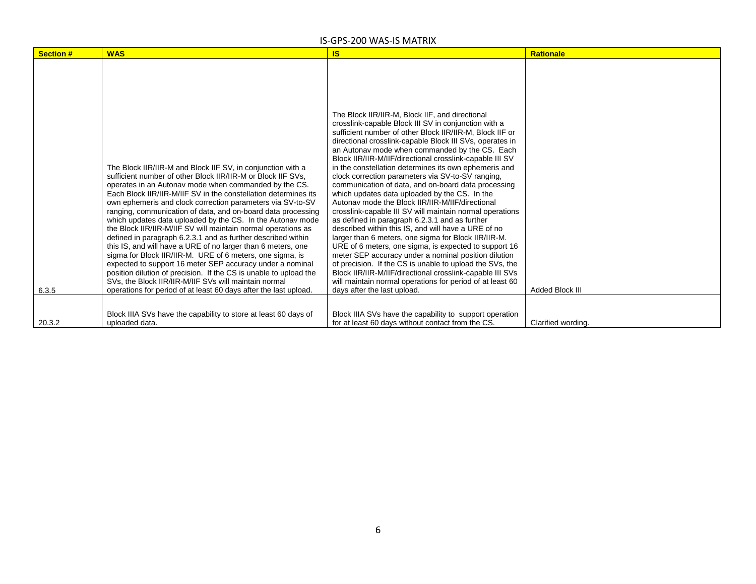# IS-GPS-200 WAS-IS MATRIX

| Section # | WAS | IS | Rationale |
|---|---|---|---|
| 6.3.5 | The Block IIR/IIR-M and Block IIF SV, in conjunction with a sufficient number of other Block IIR/IIR-M or Block IIF SVs, operates in an Autonav mode when commanded by the CS. Each Block IIR/IIR-M/IIF SV in the constellation determines its own ephemeris and clock correction parameters via SV-to-SV ranging, communication of data, and on-board data processing which updates data uploaded by the CS. In the Autonav mode the Block IIR/IIR-M/IIF SV will maintain normal operations as defined in paragraph 6.2.3.1 and as further described within this IS, and will have a URE of no larger than 6 meters, one sigma for Block IIR/IIR-M. URE of 6 meters, one sigma, is expected to support 16 meter SEP accuracy under a nominal position dilution of precision. If the CS is unable to upload the SVs, the Block IIR/IIR-M/IIF SVs will maintain normal operations for period of at least 60 days after the last upload. | The Block IIR/IIR-M, Block IIF, and directional crosslink-capable Block III SV in conjunction with a sufficient number of other Block IIR/IIR-M, Block IIF or directional crosslink-capable Block III SVs, operates in an Autonav mode when commanded by the CS. Each Block IIR/IIR-M/IIF/directional crosslink-capable III SV in the constellation determines its own ephemeris and clock correction parameters via SV-to-SV ranging, communication of data, and on-board data processing which updates data uploaded by the CS. In the Autonav mode the Block IIR/IIR-M/IIF/directional crosslink-capable III SV will maintain normal operations as defined in paragraph 6.2.3.1 and as further described within this IS, and will have a URE of no larger than 6 meters, one sigma for Block IIR/IIR-M. URE of 6 meters, one sigma, is expected to support 16 meter SEP accuracy under a nominal position dilution of precision. If the CS is unable to upload the SVs, the Block IIR/IIR-M/IIF/directional crosslink-capable III SVs will maintain normal operations for period of at least 60 days after the last upload. | Added Block III |
| 20.3.2 | Block IIIA SVs have the capability to store at least 60 days of uploaded data. | Block IIIA SVs have the capability to support operation for at least 60 days without contact from the CS. | Clarified wording. |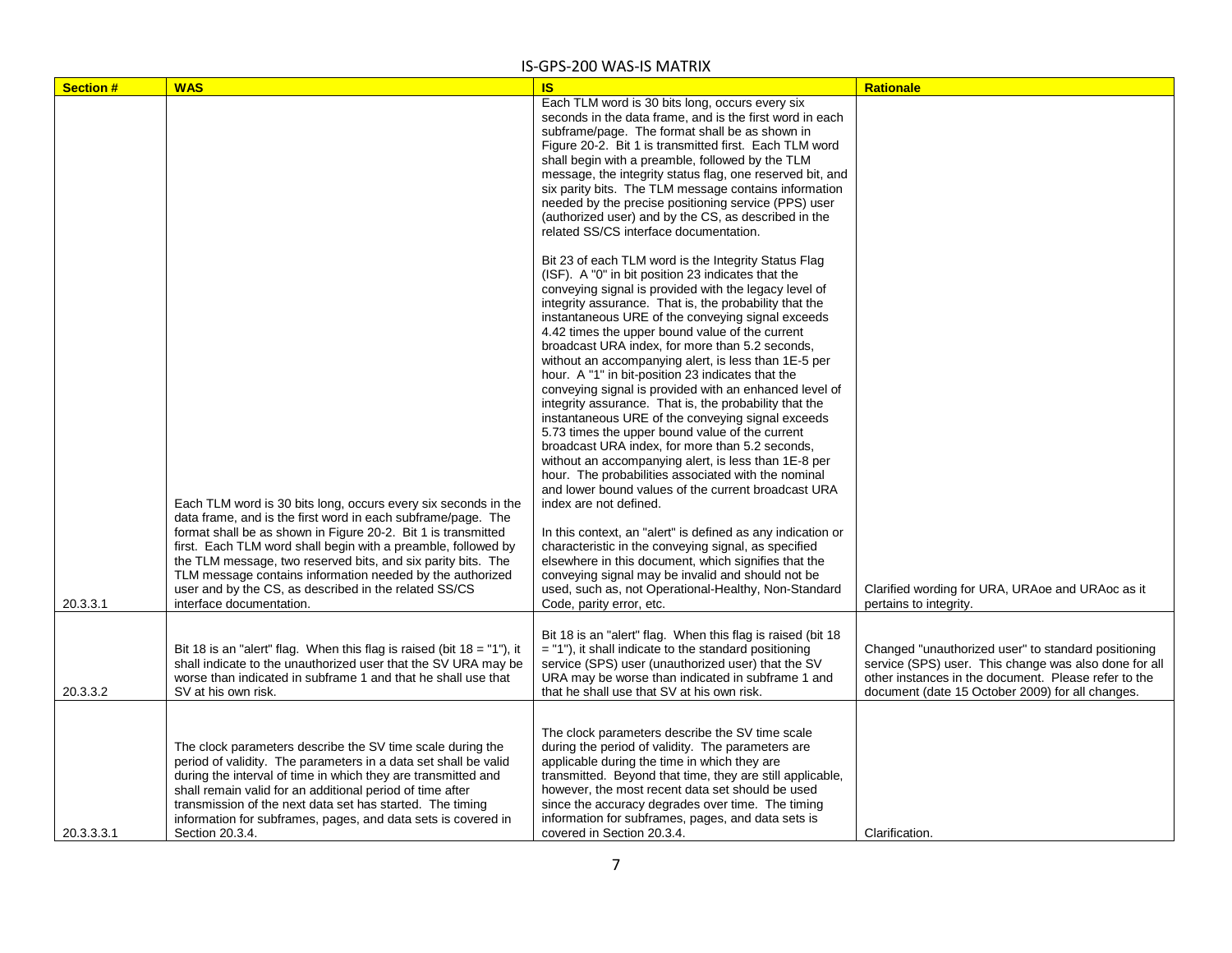IS-GPS-200 WAS-IS MATRIX

| Section # | WAS | IS | Rationale |
|---|---|---|---|
| 20.3.3.1 | Each TLM word is 30 bits long, occurs every six seconds in the data frame, and is the first word in each subframe/page. The format shall be as shown in Figure 20-2. Bit 1 is transmitted first. Each TLM word shall begin with a preamble, followed by the TLM message, two reserved bits, and six parity bits. The TLM message contains information needed by the authorized user and by the CS, as described in the related SS/CS interface documentation. | Each TLM word is 30 bits long, occurs every six seconds in the data frame, and is the first word in each subframe/page. The format shall be as shown in Figure 20-2. Bit 1 is transmitted first. Each TLM word shall begin with a preamble, followed by the TLM message, the integrity status flag, one reserved bit, and six parity bits. The TLM message contains information needed by the precise positioning service (PPS) user (authorized user) and by the CS, as described in the related SS/CS interface documentation.<br><br>Bit 23 of each TLM word is the Integrity Status Flag (ISF). A "0" in bit position 23 indicates that the conveying signal is provided with the legacy level of integrity assurance. That is, the probability that the instantaneous URE of the conveying signal exceeds 4.42 times the upper bound value of the current broadcast URA index, for more than 5.2 seconds, without an accompanying alert, is less than 1E-5 per hour. A "1" in bit-position 23 indicates that the conveying signal is provided with an enhanced level of integrity assurance. That is, the probability that the instantaneous URE of the conveying signal exceeds 5.73 times the upper bound value of the current broadcast URA index, for more than 5.2 seconds, without an accompanying alert, is less than 1E-8 per hour. The probabilities associated with the nominal and lower bound values of the current broadcast URA index are not defined.<br><br>In this context, an "alert" is defined as any indication or characteristic in the conveying signal, as specified elsewhere in this document, which signifies that the conveying signal may be invalid and should not be used, such as, not Operational-Healthy, Non-Standard Code, parity error, etc. | Clarified wording for URA, URAoe and URAoc as it pertains to integrity. |
| 20.3.3.2 | Bit 18 is an "alert" flag. When this flag is raised (bit 18 = "1"), it shall indicate to the unauthorized user that the SV URA may be worse than indicated in subframe 1 and that he shall use that SV at his own risk. | Bit 18 is an "alert" flag. When this flag is raised (bit 18 = "1"), it shall indicate to the standard positioning service (SPS) user (unauthorized user) that the SV URA may be worse than indicated in subframe 1 and that he shall use that SV at his own risk. | Changed "unauthorized user" to standard positioning service (SPS) user. This change was also done for all other instances in the document. Please refer to the document (date 15 October 2009) for all changes. |
| 20.3.3.3.1 | The clock parameters describe the SV time scale during the period of validity. The parameters in a data set shall be valid during the interval of time in which they are transmitted and shall remain valid for an additional period of time after transmission of the next data set has started. The timing information for subframes, pages, and data sets is covered in Section 20.3.4. | The clock parameters describe the SV time scale during the period of validity. The parameters are applicable during the time in which they are transmitted. Beyond that time, they are still applicable, however, the most recent data set should be used since the accuracy degrades over time. The timing information for subframes, pages, and data sets is covered in Section 20.3.4. | Clarification. |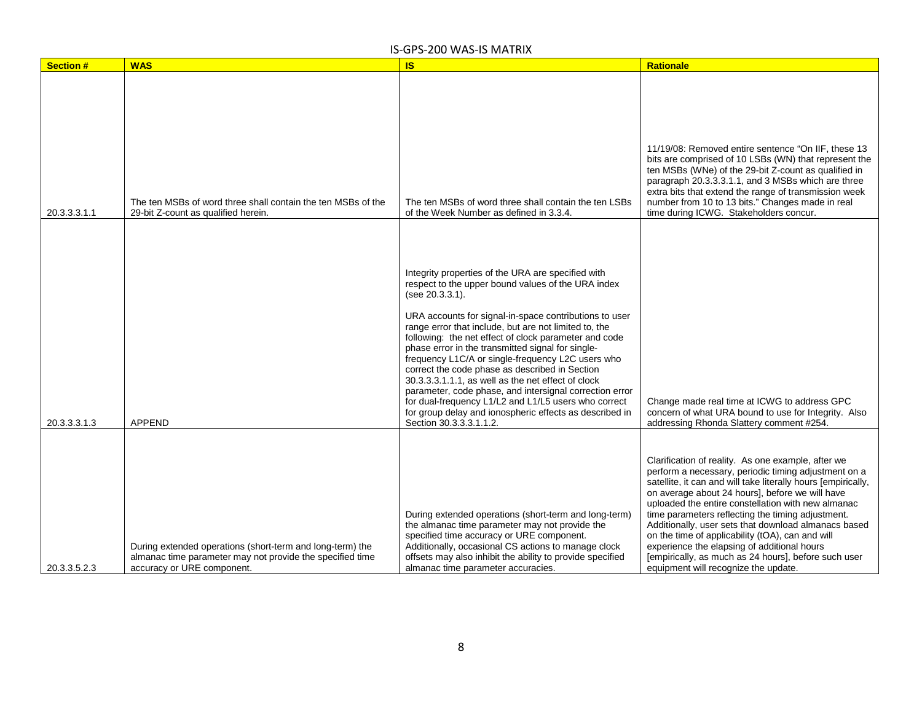| Section # | WAS | IS | Rationale |
|---|---|---|---|
| 20.3.3.3.1.1 | The ten MSBs of word three shall contain the ten MSBs of the 29-bit Z-count as qualified herein. | The ten MSBs of word three shall contain the ten LSBs of the Week Number as defined in 3.3.4. | 11/19/08: Removed entire sentence "On IIF, these 13 bits are comprised of 10 LSBs (WN) that represent the ten MSBs (WNe) of the 29-bit Z-count as qualified in paragraph 20.3.3.3.1.1, and 3 MSBs which are three extra bits that extend the range of transmission week number from 10 to 13 bits." Changes made in real time during ICWG. Stakeholders concur. |
| 20.3.3.3.1.3 | APPEND | Integrity properties of the URA are specified with respect to the upper bound values of the URA index (see 20.3.3.1).<br><br>URA accounts for signal-in-space contributions to user range error that include, but are not limited to, the following: the net effect of clock parameter and code phase error in the transmitted signal for single-frequency L1C/A or single-frequency L2C users who correct the code phase as described in Section 30.3.3.3.1.1.1, as well as the net effect of clock parameter, code phase, and intersignal correction error for dual-frequency L1/L2 and L1/L5 users who correct for group delay and ionospheric effects as described in Section 30.3.3.3.1.1.2. | Change made real time at ICWG to address GPC concern of what URA bound to use for Integrity. Also addressing Rhonda Slattery comment #254. |
| 20.3.3.5.2.3 | During extended operations (short-term and long-term) the almanac time parameter may not provide the specified time accuracy or URE component. | During extended operations (short-term and long-term) the almanac time parameter may not provide the specified time accuracy or URE component. Additionally, occasional CS actions to manage clock offsets may also inhibit the ability to provide specified almanac time parameter accuracies. | Clarification of reality. As one example, after we perform a necessary, periodic timing adjustment on a satellite, it can and will take literally hours [empirically, on average about 24 hours], before we will have uploaded the entire constellation with new almanac time parameters reflecting the timing adjustment. Additionally, user sets that download almanacs based on the time of applicability (tOA), can and will experience the elapsing of additional hours [empirically, as much as 24 hours], before such user equipment will recognize the update. |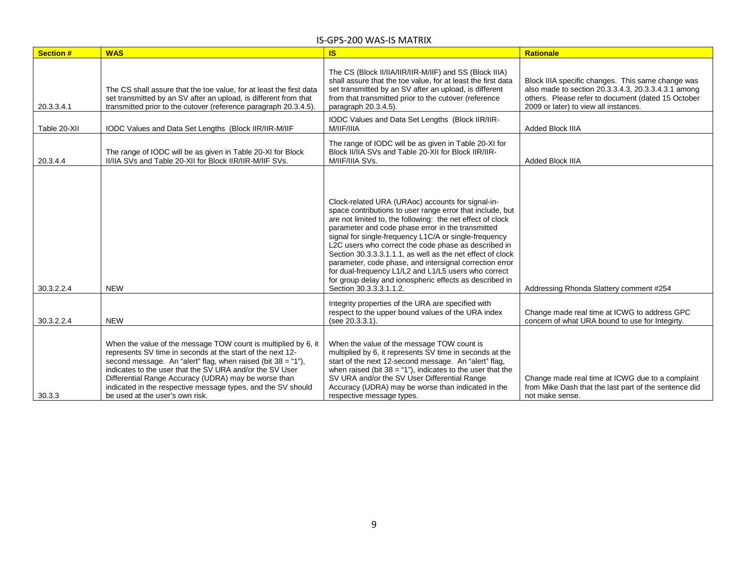IS-GPS-200 WAS-IS MATRIX

| Section # | WAS | IS | Rationale |
|---|---|---|---|
| 20.3.3.4.1 | The CS shall assure that the toe value, for at least the first data set transmitted by an SV after an upload, is different from that transmitted prior to the cutover (reference paragraph 20.3.4.5). | The CS (Block II/IIA/IIR/IIR-M/IIF) and SS (Block IIIA) shall assure that the toe value, for at least the first data set transmitted by an SV after an upload, is different from that transmitted prior to the cutover (reference paragraph 20.3.4.5). | Block IIIA specific changes. This same change was also made to section 20.3.3.4.3, 20.3.3.4.3.1 among others. Please refer to document (dated 15 October 2009 or later) to view all instances. |
| Table 20-XII | IODC Values and Data Set Lengths (Block IIR/IIR-M/IIF | IODC Values and Data Set Lengths (Block IIR/IIR-M/IIF/IIIA | Added Block IIIA |
| 20.3.4.4 | The range of IODC will be as given in Table 20-XI for Block II/IIA SVs and Table 20-XII for Block IIR/IIR-M/IIF SVs. | The range of IODC will be as given in Table 20-XI for Block II/IIA SVs and Table 20-XII for Block IIR/IIR-M/IIF/IIIA SVs. | Added Block IIIA |
| 30.3.2.2.4 | NEW | Clock-related URA (URAoc) accounts for signal-in-space contributions to user range error that include, but are not limited to, the following: the net effect of clock parameter and code phase error in the transmitted signal for single-frequency L1C/A or single-frequency L2C users who correct the code phase as described in Section 30.3.3.3.1.1.1, as well as the net effect of clock parameter, code phase, and intersignal correction error for dual-frequency L1/L2 and L1/L5 users who correct for group delay and ionospheric effects as described in Section 30.3.3.3.1.1.2. | Addressing Rhonda Slattery comment #254 |
| 30.3.2.2.4 | NEW | Integrity properties of the URA are specified with respect to the upper bound values of the URA index (see 20.3.3.1). | Change made real time at ICWG to address GPC concern of what URA bound to use for Integirty. |
| 30.3.3 | When the value of the message TOW count is multiplied by 6, it represents SV time in seconds at the start of the next 12-second message. An "alert" flag, when raised (bit 38 = "1"), indicates to the user that the SV URA and/or the SV User Differential Range Accuracy (UDRA) may be worse than indicated in the respective message types, and the SV should be used at the user's own risk. | When the value of the message TOW count is multiplied by 6, it represents SV time in seconds at the start of the next 12-second message. An "alert" flag, when raised (bit 38 = "1"), indicates to the user that the SV URA and/or the SV User Differential Range Accuracy (UDRA) may be worse than indicated in the respective message types. | Change made real time at ICWG due to a complaint from Mike Dash that the last part of the sentence did not make sense. |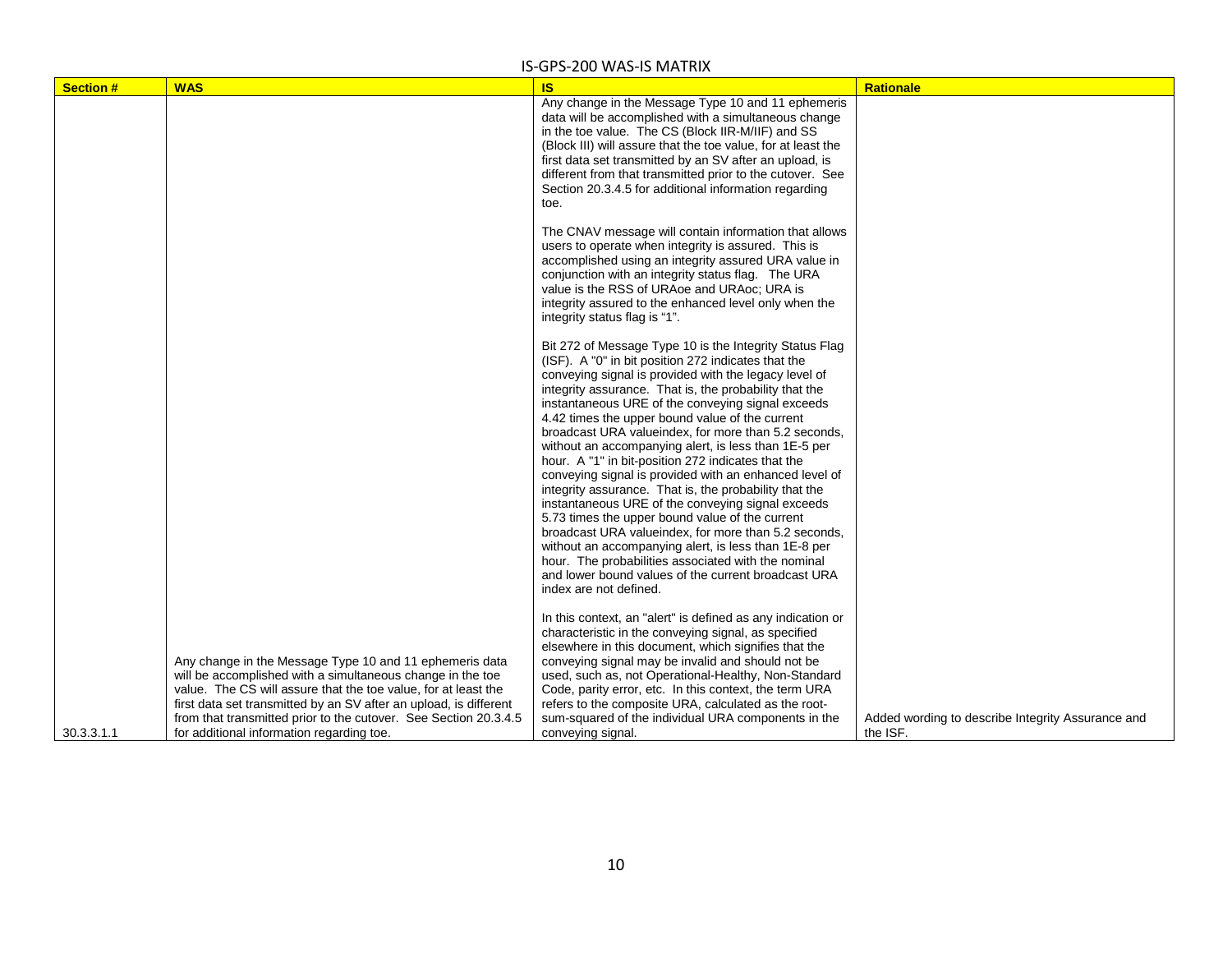IS-GPS-200 WAS-IS MATRIX

| Section # | WAS | IS | Rationale |
|---|---|---|---|
| 30.3.3.1.1 | Any change in the Message Type 10 and 11 ephemeris data will be accomplished with a simultaneous change in the toe value. The CS will assure that the toe value, for at least the first data set transmitted by an SV after an upload, is different from that transmitted prior to the cutover. See Section 20.3.4.5 for additional information regarding toe. | Any change in the Message Type 10 and 11 ephemeris data will be accomplished with a simultaneous change in the toe value. The CS (Block IIR-M/IIF) and SS (Block III) will assure that the toe value, for at least the first data set transmitted by an SV after an upload, is different from that transmitted prior to the cutover. See Section 20.3.4.5 for additional information regarding toe.<br><br>The CNAV message will contain information that allows users to operate when integrity is assured. This is accomplished using an integrity assured URA value in conjunction with an integrity status flag. The URA value is the RSS of URAoe and URAoc; URA is integrity assured to the enhanced level only when the integrity status flag is "1".<br><br>Bit 272 of Message Type 10 is the Integrity Status Flag (ISF). A "0" in bit position 272 indicates that the conveying signal is provided with the legacy level of integrity assurance. That is, the probability that the instantaneous URE of the conveying signal exceeds 4.42 times the upper bound value of the current broadcast URA valueindex, for more than 5.2 seconds, without an accompanying alert, is less than 1E-5 per hour. A "1" in bit-position 272 indicates that the conveying signal is provided with an enhanced level of integrity assurance. That is, the probability that the instantaneous URE of the conveying signal exceeds 5.73 times the upper bound value of the current broadcast URA valueindex, for more than 5.2 seconds, without an accompanying alert, is less than 1E-8 per hour. The probabilities associated with the nominal and lower bound values of the current broadcast URA index are not defined.<br><br>In this context, an "alert" is defined as any indication or characteristic in the conveying signal, as specified elsewhere in this document, which signifies that the conveying signal may be invalid and should not be used, such as, not Operational-Healthy, Non-Standard Code, parity error, etc. In this context, the term URA refers to the composite URA, calculated as the root-sum-squared of the individual URA components in the conveying signal. | Added wording to describe Integrity Assurance and the ISF. |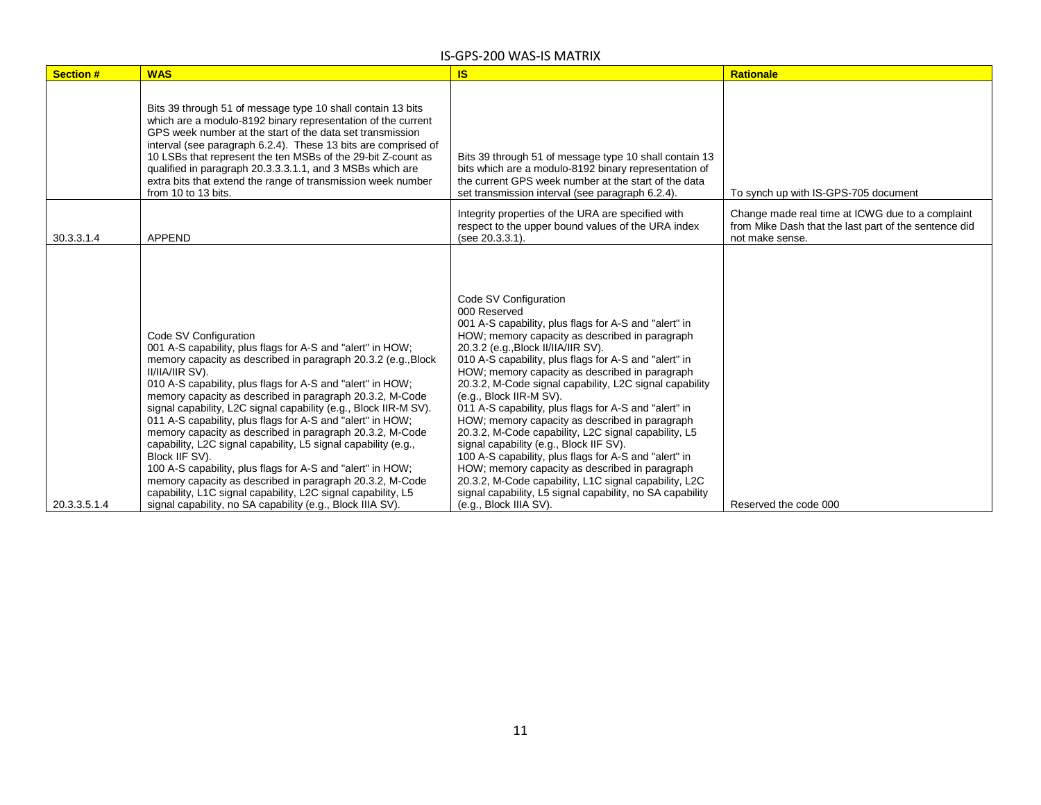IS-GPS-200 WAS-IS MATRIX

| Section # | WAS | IS | Rationale |
| --- | --- | --- | --- |
| | Bits 39 through 51 of message type 10 shall contain 13 bits which are a modulo-8192 binary representation of the current GPS week number at the start of the data set transmission interval (see paragraph 6.2.4). These 13 bits are comprised of 10 LSBs that represent the ten MSBs of the 29-bit Z-count as qualified in paragraph 20.3.3.3.1.1, and 3 MSBs which are extra bits that extend the range of transmission week number from 10 to 13 bits. | Bits 39 through 51 of message type 10 shall contain 13 bits which are a modulo-8192 binary representation of the current GPS week number at the start of the data set transmission interval (see paragraph 6.2.4). | To synch up with IS-GPS-705 document |
| 30.3.3.1.4 | APPEND | Integrity properties of the URA are specified with respect to the upper bound values of the URA index (see 20.3.3.1). | Change made real time at ICWG due to a complaint from Mike Dash that the last part of the sentence did not make sense. |
| 20.3.3.5.1.4 | Code SV Configuration<br>001 A-S capability, plus flags for A-S and "alert" in HOW; memory capacity as described in paragraph 20.3.2 (e.g.,Block II/IIA/IIR SV).<br>010 A-S capability, plus flags for A-S and "alert" in HOW; memory capacity as described in paragraph 20.3.2, M-Code signal capability, L2C signal capability (e.g., Block IIR-M SV).<br>011 A-S capability, plus flags for A-S and "alert" in HOW; memory capacity as described in paragraph 20.3.2, M-Code capability, L2C signal capability, L5 signal capability (e.g., Block IIF SV).<br>100 A-S capability, plus flags for A-S and "alert" in HOW; memory capacity as described in paragraph 20.3.2, M-Code capability, L1C signal capability, L2C signal capability, L5 signal capability, no SA capability (e.g., Block IIIA SV). | Code SV Configuration<br>000 Reserved<br>001 A-S capability, plus flags for A-S and "alert" in HOW; memory capacity as described in paragraph 20.3.2 (e.g.,Block II/IIA/IIR SV).<br>010 A-S capability, plus flags for A-S and "alert" in HOW; memory capacity as described in paragraph 20.3.2, M-Code signal capability, L2C signal capability (e.g., Block IIR-M SV).<br>011 A-S capability, plus flags for A-S and "alert" in HOW; memory capacity as described in paragraph 20.3.2, M-Code capability, L2C signal capability, L5 signal capability (e.g., Block IIF SV).<br>100 A-S capability, plus flags for A-S and "alert" in HOW; memory capacity as described in paragraph 20.3.2, M-Code capability, L1C signal capability, L2C signal capability, L5 signal capability, no SA capability (e.g., Block IIIA SV). | Reserved the code 000 |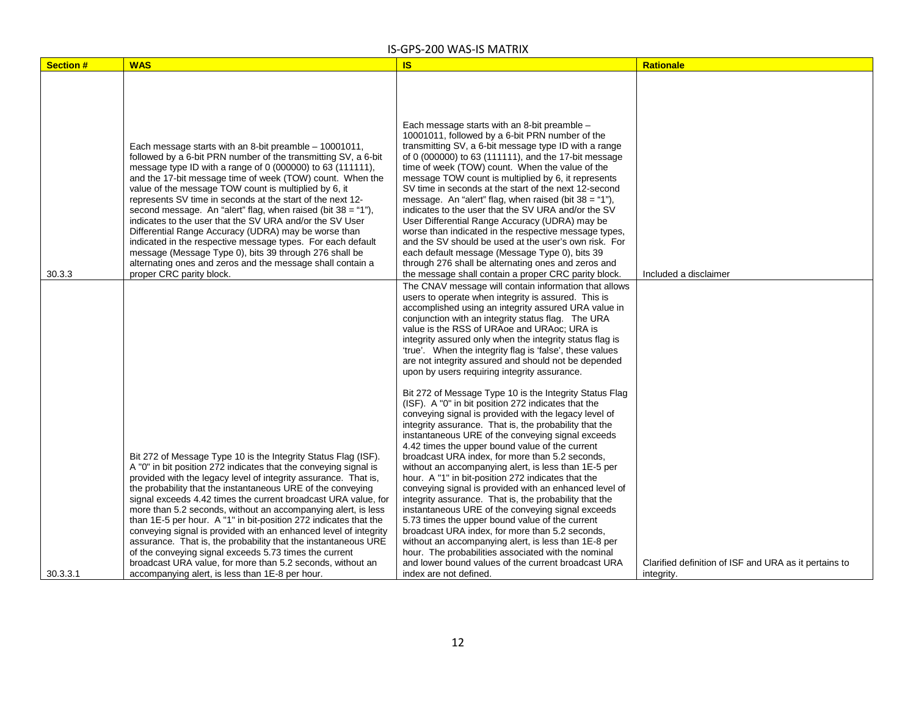| Section # | WAS | IS | Rationale |
|---|---|---|---|
| 30.3.3 | Each message starts with an 8-bit preamble – 10001011, followed by a 6-bit PRN number of the transmitting SV, a 6-bit message type ID with a range of 0 (000000) to 63 (111111), and the 17-bit message time of week (TOW) count. When the value of the message TOW count is multiplied by 6, it represents SV time in seconds at the start of the next 12-second message. An "alert" flag, when raised (bit 38 = "1"), indicates to the user that the SV URA and/or the SV User Differential Range Accuracy (UDRA) may be worse than indicated in the respective message types. For each default message (Message Type 0), bits 39 through 276 shall be alternating ones and zeros and the message shall contain a proper CRC parity block. | Each message starts with an 8-bit preamble – 10001011, followed by a 6-bit PRN number of the transmitting SV, a 6-bit message type ID with a range of 0 (000000) to 63 (111111), and the 17-bit message time of week (TOW) count. When the value of the message TOW count is multiplied by 6, it represents SV time in seconds at the start of the next 12-second message. An "alert" flag, when raised (bit 38 = "1"), indicates to the user that the SV URA and/or the SV User Differential Range Accuracy (UDRA) may be worse than indicated in the respective message types, and the SV should be used at the user's own risk. For each default message (Message Type 0), bits 39 through 276 shall be alternating ones and zeros and the message shall contain a proper CRC parity block. | Included a disclaimer |
| 30.3.3.1 | Bit 272 of Message Type 10 is the Integrity Status Flag (ISF). A "0" in bit position 272 indicates that the conveying signal is provided with the legacy level of integrity assurance. That is, the probability that the instantaneous URE of the conveying signal exceeds 4.42 times the current broadcast URA value, for more than 5.2 seconds, without an accompanying alert, is less than 1E-5 per hour. A "1" in bit-position 272 indicates that the conveying signal is provided with an enhanced level of integrity assurance. That is, the probability that the instantaneous URE of the conveying signal exceeds 5.73 times the current broadcast URA value, for more than 5.2 seconds, without an accompanying alert, is less than 1E-8 per hour. | The CNAV message will contain information that allows users to operate when integrity is assured. This is accomplished using an integrity assured URA value in conjunction with an integrity status flag. The URA value is the RSS of URAoe and URAoc; URA is integrity assured only when the integrity status flag is 'true'. When the integrity flag is 'false', these values are not integrity assured and should not be depended upon by users requiring integrity assurance.<br><br>Bit 272 of Message Type 10 is the Integrity Status Flag (ISF). A "0" in bit position 272 indicates that the conveying signal is provided with the legacy level of integrity assurance. That is, the probability that the instantaneous URE of the conveying signal exceeds 4.42 times the upper bound value of the current broadcast URA index, for more than 5.2 seconds, without an accompanying alert, is less than 1E-5 per hour. A "1" in bit-position 272 indicates that the conveying signal is provided with an enhanced level of integrity assurance. That is, the probability that the instantaneous URE of the conveying signal exceeds 5.73 times the upper bound value of the current broadcast URA index, for more than 5.2 seconds, without an accompanying alert, is less than 1E-8 per hour. The probabilities associated with the nominal and lower bound values of the current broadcast URA index are not defined. | Clarified definition of ISF and URA as it pertains to integrity. |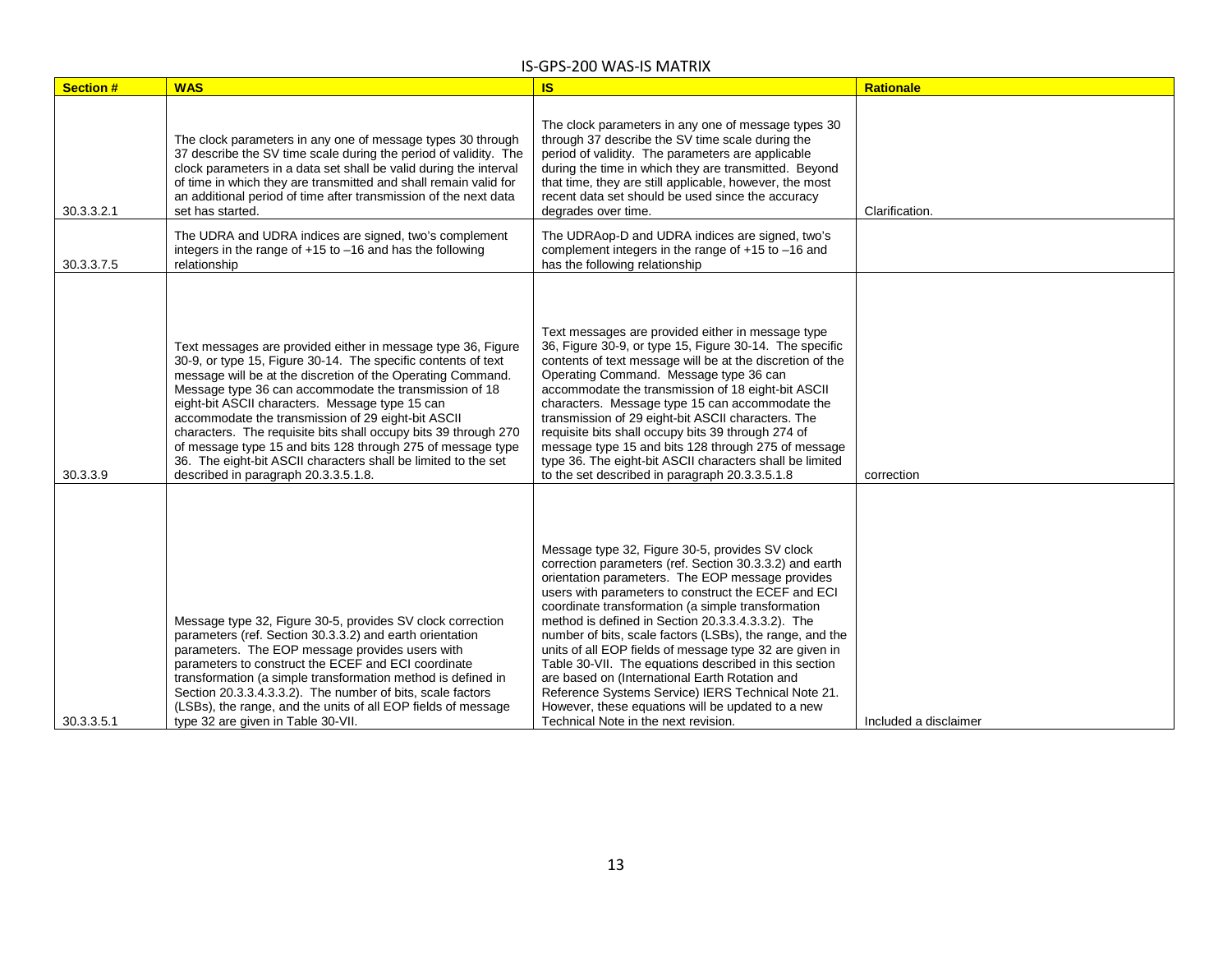## IS-GPS-200 WAS-IS MATRIX

| Section # | WAS | IS | Rationale |
|---|---|---|---|
| 30.3.3.2.1 | The clock parameters in any one of message types 30 through 37 describe the SV time scale during the period of validity. The clock parameters in a data set shall be valid during the interval of time in which they are transmitted and shall remain valid for an additional period of time after transmission of the next data set has started. | The clock parameters in any one of message types 30 through 37 describe the SV time scale during the period of validity. The parameters are applicable during the time in which they are transmitted. Beyond that time, they are still applicable, however, the most recent data set should be used since the accuracy degrades over time. | Clarification. |
| 30.3.3.7.5 | The UDRA and UDRA indices are signed, two's complement integers in the range of +15 to –16 and has the following relationship | The UDRAop-D and UDRA indices are signed, two's complement integers in the range of +15 to –16 and has the following relationship | |
| 30.3.3.9 | Text messages are provided either in message type 36, Figure 30-9, or type 15, Figure 30-14. The specific contents of text message will be at the discretion of the Operating Command. Message type 36 can accommodate the transmission of 18 eight-bit ASCII characters. Message type 15 can accommodate the transmission of 29 eight-bit ASCII characters. The requisite bits shall occupy bits 39 through 270 of message type 15 and bits 128 through 275 of message type 36. The eight-bit ASCII characters shall be limited to the set described in paragraph 20.3.3.5.1.8. | Text messages are provided either in message type 36, Figure 30-9, or type 15, Figure 30-14. The specific contents of text message will be at the discretion of the Operating Command. Message type 36 can accommodate the transmission of 18 eight-bit ASCII characters. Message type 15 can accommodate the transmission of 29 eight-bit ASCII characters. The requisite bits shall occupy bits 39 through 274 of message type 15 and bits 128 through 275 of message type 36. The eight-bit ASCII characters shall be limited to the set described in paragraph 20.3.3.5.1.8 | correction |
| 30.3.3.5.1 | Message type 32, Figure 30-5, provides SV clock correction parameters (ref. Section 30.3.3.2) and earth orientation parameters. The EOP message provides users with parameters to construct the ECEF and ECI coordinate transformation (a simple transformation method is defined in Section 20.3.3.4.3.3.2). The number of bits, scale factors (LSBs), the range, and the units of all EOP fields of message type 32 are given in Table 30-VII. | Message type 32, Figure 30-5, provides SV clock correction parameters (ref. Section 30.3.3.2) and earth orientation parameters. The EOP message provides users with parameters to construct the ECEF and ECI coordinate transformation (a simple transformation method is defined in Section 20.3.3.4.3.3.2). The number of bits, scale factors (LSBs), the range, and the units of all EOP fields of message type 32 are given in Table 30-VII. The equations described in this section are based on (International Earth Rotation and Reference Systems Service) IERS Technical Note 21. However, these equations will be updated to a new Technical Note in the next revision. | Included a disclaimer |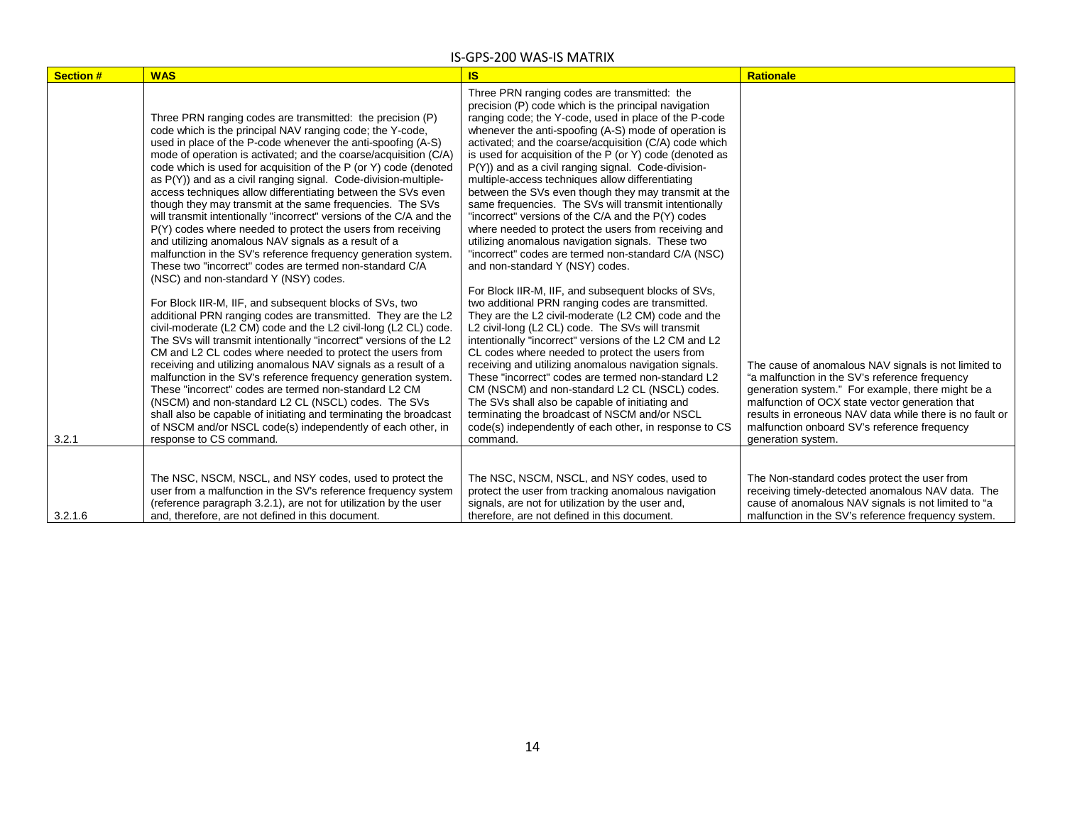IS-GPS-200 WAS-IS MATRIX

| Section # | WAS | IS | Rationale |
|---|---|---|---|
| 3.2.1 | Three PRN ranging codes are transmitted: the precision (P) code which is the principal NAV ranging code; the Y-code, used in place of the P-code whenever the anti-spoofing (A-S) mode of operation is activated; and the coarse/acquisition (C/A) code which is used for acquisition of the P (or Y) code (denoted as P(Y)) and as a civil ranging signal. Code-division-multiple-access techniques allow differentiating between the SVs even though they may transmit at the same frequencies. The SVs will transmit intentionally "incorrect" versions of the C/A and the P(Y) codes where needed to protect the users from receiving and utilizing anomalous NAV signals as a result of a malfunction in the SV's reference frequency generation system. These two "incorrect" codes are termed non-standard C/A (NSC) and non-standard Y (NSY) codes.<br><br>For Block IIR-M, IIF, and subsequent blocks of SVs, two additional PRN ranging codes are transmitted. They are the L2 civil-moderate (L2 CM) code and the L2 civil-long (L2 CL) code. The SVs will transmit intentionally "incorrect" versions of the L2 CM and L2 CL codes where needed to protect the users from receiving and utilizing anomalous NAV signals as a result of a malfunction in the SV's reference frequency generation system. These "incorrect" codes are termed non-standard L2 CM (NSCM) and non-standard L2 CL (NSCL) codes. The SVs shall also be capable of initiating and terminating the broadcast of NSCM and/or NSCL code(s) independently of each other, in response to CS command. | Three PRN ranging codes are transmitted: the precision (P) code which is the principal navigation ranging code; the Y-code, used in place of the P-code whenever the anti-spoofing (A-S) mode of operation is activated; and the coarse/acquisition (C/A) code which is used for acquisition of the P (or Y) code (denoted as P(Y)) and as a civil ranging signal. Code-division-multiple-access techniques allow differentiating between the SVs even though they may transmit at the same frequencies. The SVs will transmit intentionally "incorrect" versions of the C/A and the P(Y) codes where needed to protect the users from receiving and utilizing anomalous navigation signals. These two "incorrect" codes are termed non-standard C/A (NSC) and non-standard Y (NSY) codes.<br><br>For Block IIR-M, IIF, and subsequent blocks of SVs, two additional PRN ranging codes are transmitted. They are the L2 civil-moderate (L2 CM) code and the L2 civil-long (L2 CL) code. The SVs will transmit intentionally "incorrect" versions of the L2 CM and L2 CL codes where needed to protect the users from receiving and utilizing anomalous navigation signals. These "incorrect" codes are termed non-standard L2 CM (NSCM) and non-standard L2 CL (NSCL) codes. The SVs shall also be capable of initiating and terminating the broadcast of NSCM and/or NSCL code(s) independently of each other, in response to CS command. | The cause of anomalous NAV signals is not limited to "a malfunction in the SV's reference frequency generation system." For example, there might be a malfunction of OCX state vector generation that results in erroneous NAV data while there is no fault or malfunction onboard SV's reference frequency generation system. |
| 3.2.1.6 | The NSC, NSCM, NSCL, and NSY codes, used to protect the user from a malfunction in the SV's reference frequency system (reference paragraph 3.2.1), are not for utilization by the user and, therefore, are not defined in this document. | The NSC, NSCM, NSCL, and NSY codes, used to protect the user from tracking anomalous navigation signals, are not for utilization by the user and, therefore, are not defined in this document. | The Non-standard codes protect the user from receiving timely-detected anomalous NAV data. The cause of anomalous NAV signals is not limited to "a malfunction in the SV's reference frequency system. |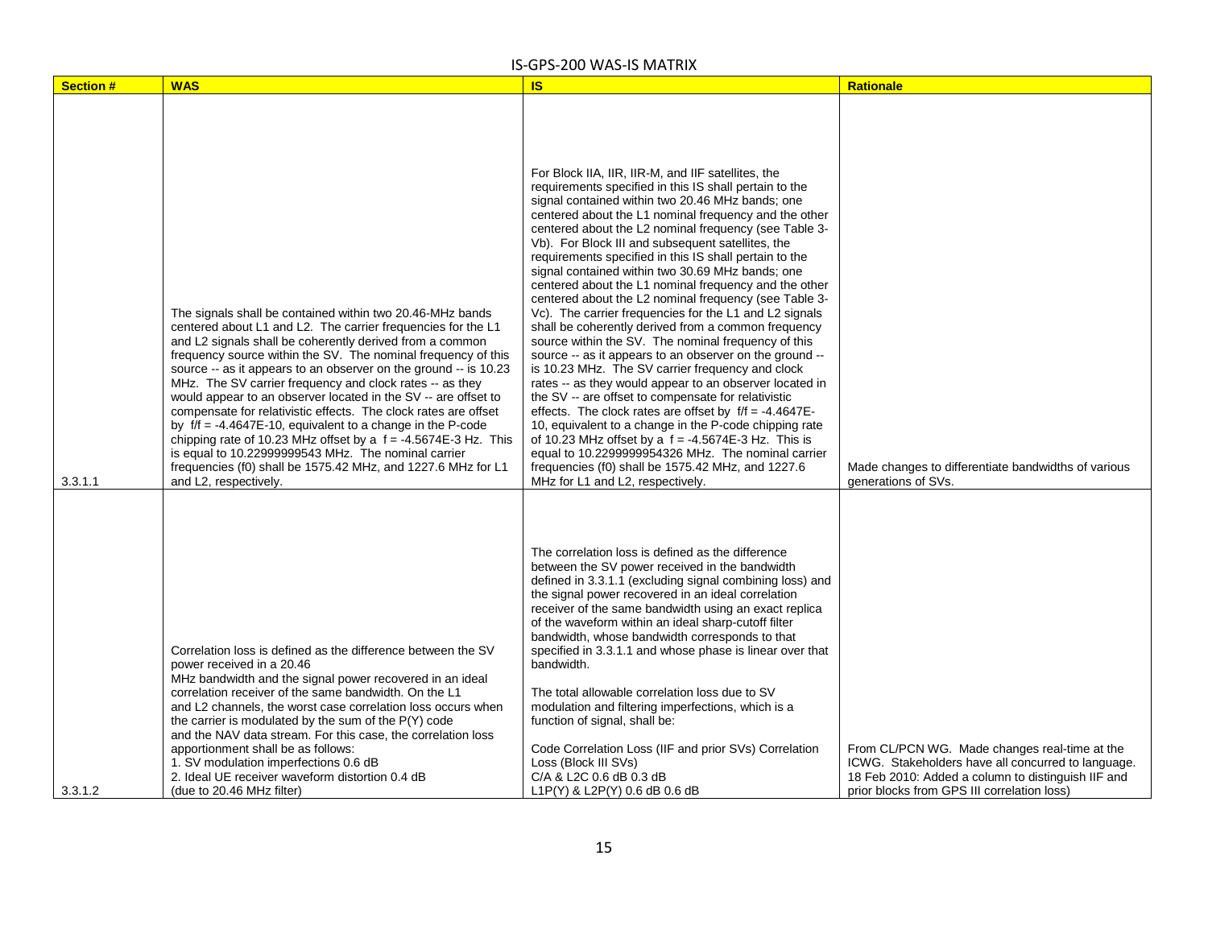IS-GPS-200 WAS-IS MATRIX

| Section # | WAS | IS | Rationale |
| --- | --- | --- | --- |
| 3.3.1.1 | The signals shall be contained within two 20.46-MHz bands centered about L1 and L2. The carrier frequencies for the L1 and L2 signals shall be coherently derived from a common frequency source within the SV. The nominal frequency of this source -- as it appears to an observer on the ground -- is 10.23 MHz. The SV carrier frequency and clock rates -- as they would appear to an observer located in the SV -- are offset to compensate for relativistic effects. The clock rates are offset by f/f = -4.4647E-10, equivalent to a change in the P-code chipping rate of 10.23 MHz offset by a f = -4.5674E-3 Hz. This is equal to 10.22999999543 MHz. The nominal carrier frequencies (f0) shall be 1575.42 MHz, and 1227.6 MHz for L1 and L2, respectively. | For Block IIA, IIR, IIR-M, and IIF satellites, the requirements specified in this IS shall pertain to the signal contained within two 20.46 MHz bands; one centered about the L1 nominal frequency and the other centered about the L2 nominal frequency (see Table 3-Vb). For Block III and subsequent satellites, the requirements specified in this IS shall pertain to the signal contained within two 30.69 MHz bands; one centered about the L1 nominal frequency and the other centered about the L2 nominal frequency (see Table 3-Vc). The carrier frequencies for the L1 and L2 signals shall be coherently derived from a common frequency source within the SV. The nominal frequency of this source -- as it appears to an observer on the ground -- is 10.23 MHz. The SV carrier frequency and clock rates -- as they would appear to an observer located in the SV -- are offset to compensate for relativistic effects. The clock rates are offset by f/f = -4.4647E-10, equivalent to a change in the P-code chipping rate of 10.23 MHz offset by a f = -4.5674E-3 Hz. This is equal to 10.2299999954326 MHz. The nominal carrier frequencies (f0) shall be 1575.42 MHz, and 1227.6 MHz for L1 and L2, respectively. | Made changes to differentiate bandwidths of various generations of SVs. |
| 3.3.1.2 | Correlation loss is defined as the difference between the SV power received in a 20.46 MHz bandwidth and the signal power recovered in an ideal correlation receiver of the same bandwidth. On the L1 and L2 channels, the worst case correlation loss occurs when the carrier is modulated by the sum of the P(Y) code and the NAV data stream. For this case, the correlation loss apportionment shall be as follows:<br>1. SV modulation imperfections 0.6 dB<br>2. Ideal UE receiver waveform distortion 0.4 dB (due to 20.46 MHz filter) | The correlation loss is defined as the difference between the SV power received in the bandwidth defined in 3.3.1.1 (excluding signal combining loss) and the signal power recovered in an ideal correlation receiver of the same bandwidth using an exact replica of the waveform within an ideal sharp-cutoff filter bandwidth, whose bandwidth corresponds to that specified in 3.3.1.1 and whose phase is linear over that bandwidth.<br><br>The total allowable correlation loss due to SV modulation and filtering imperfections, which is a function of signal, shall be:<br><br>Code Correlation Loss (IIF and prior SVs) Correlation Loss (Block III SVs)<br>C/A & L2C 0.6 dB 0.3 dB<br>L1P(Y) & L2P(Y) 0.6 dB 0.6 dB | From CL/PCN WG. Made changes real-time at the ICWG. Stakeholders have all concurred to language. 18 Feb 2010: Added a column to distinguish IIF and prior blocks from GPS III correlation loss) |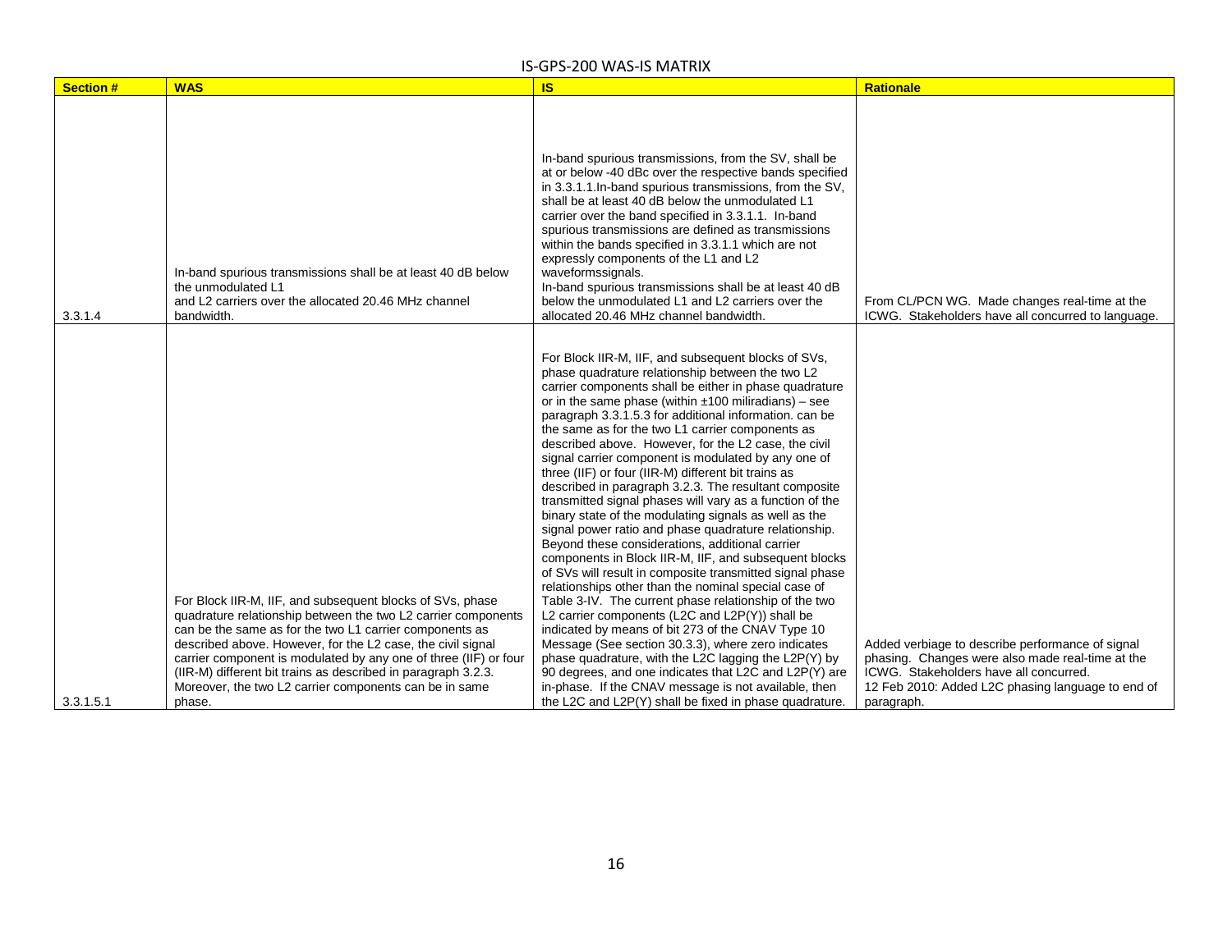IS-GPS-200 WAS-IS MATRIX

| Section # | WAS | IS | Rationale |
|---|---|---|---|
| 3.3.1.4 | In-band spurious transmissions shall be at least 40 dB below the unmodulated L1 and L2 carriers over the allocated 20.46 MHz channel bandwidth. | In-band spurious transmissions, from the SV, shall be at or below -40 dBc over the respective bands specified in 3.3.1.1.In-band spurious transmissions, from the SV, shall be at least 40 dB below the unmodulated L1 carrier over the band specified in 3.3.1.1. In-band spurious transmissions are defined as transmissions within the bands specified in 3.3.1.1 which are not expressly components of the L1 and L2 waveformssignals. In-band spurious transmissions shall be at least 40 dB below the unmodulated L1 and L2 carriers over the allocated 20.46 MHz channel bandwidth. | From CL/PCN WG. Made changes real-time at the ICWG. Stakeholders have all concurred to language. |
| 3.3.1.5.1 | For Block IIR-M, IIF, and subsequent blocks of SVs, phase quadrature relationship between the two L2 carrier components can be the same as for the two L1 carrier components as described above. However, for the L2 case, the civil signal carrier component is modulated by any one of three (IIF) or four (IIR-M) different bit trains as described in paragraph 3.2.3. Moreover, the two L2 carrier components can be in same phase. | For Block IIR-M, IIF, and subsequent blocks of SVs, phase quadrature relationship between the two L2 carrier components shall be either in phase quadrature or in the same phase (within ±100 miliradians) – see paragraph 3.3.1.5.3 for additional information. can be the same as for the two L1 carrier components as described above. However, for the L2 case, the civil signal carrier component is modulated by any one of three (IIF) or four (IIR-M) different bit trains as described in paragraph 3.2.3. The resultant composite transmitted signal phases will vary as a function of the binary state of the modulating signals as well as the signal power ratio and phase quadrature relationship. Beyond these considerations, additional carrier components in Block IIR-M, IIF, and subsequent blocks of SVs will result in composite transmitted signal phase relationships other than the nominal special case of Table 3-IV. The current phase relationship of the two L2 carrier components (L2C and L2P(Y)) shall be indicated by means of bit 273 of the CNAV Type 10 Message (See section 30.3.3), where zero indicates phase quadrature, with the L2C lagging the L2P(Y) by 90 degrees, and one indicates that L2C and L2P(Y) are in-phase. If the CNAV message is not available, then the L2C and L2P(Y) shall be fixed in phase quadrature. | Added verbiage to describe performance of signal phasing. Changes were also made real-time at the ICWG. Stakeholders have all concurred. 12 Feb 2010: Added L2C phasing language to end of paragraph. |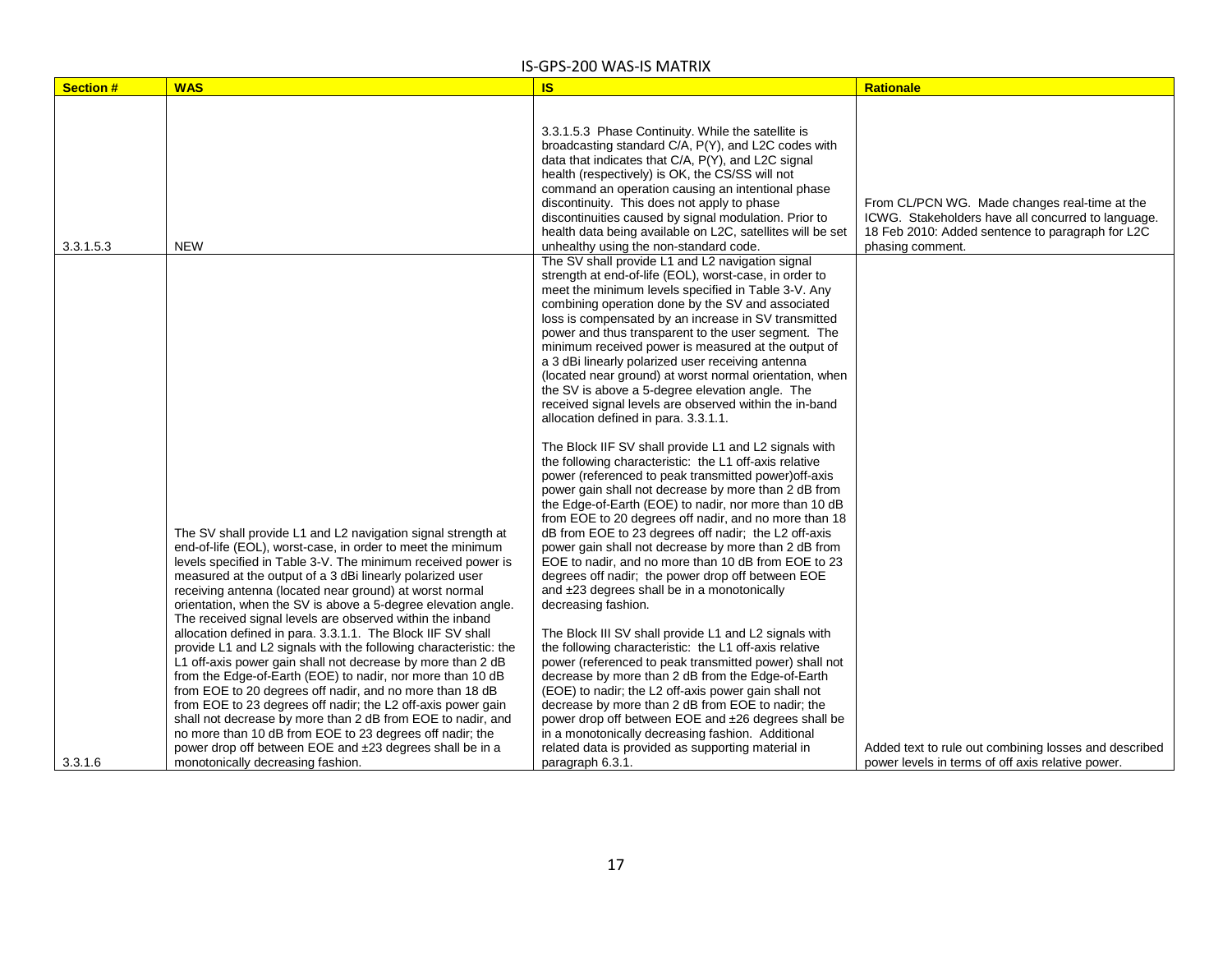| Section # | WAS | IS | Rationale |
|---|---|---|---|
| 3.3.1.5.3 | NEW | 3.3.1.5.3 Phase Continuity. While the satellite is broadcasting standard C/A, P(Y), and L2C codes with data that indicates that C/A, P(Y), and L2C signal health (respectively) is OK, the CS/SS will not command an operation causing an intentional phase discontinuity. This does not apply to phase discontinuities caused by signal modulation. Prior to health data being available on L2C, satellites will be set unhealthy using the non-standard code. | From CL/PCN WG. Made changes real-time at the ICWG. Stakeholders have all concurred to language. 18 Feb 2010: Added sentence to paragraph for L2C phasing comment. |
| 3.3.1.6 | The SV shall provide L1 and L2 navigation signal strength at end-of-life (EOL), worst-case, in order to meet the minimum levels specified in Table 3-V. The minimum received power is measured at the output of a 3 dBi linearly polarized user receiving antenna (located near ground) at worst normal orientation, when the SV is above a 5-degree elevation angle. The received signal levels are observed within the inband allocation defined in para. 3.3.1.1. The Block IIF SV shall provide L1 and L2 signals with the following characteristic: the L1 off-axis power gain shall not decrease by more than 2 dB from the Edge-of-Earth (EOE) to nadir, nor more than 10 dB from EOE to 20 degrees off nadir, and no more than 18 dB from EOE to 23 degrees off nadir; the L2 off-axis power gain shall not decrease by more than 2 dB from EOE to nadir, and no more than 10 dB from EOE to 23 degrees off nadir; the power drop off between EOE and ±23 degrees shall be in a monotonically decreasing fashion. | The SV shall provide L1 and L2 navigation signal strength at end-of-life (EOL), worst-case, in order to meet the minimum levels specified in Table 3-V. Any combining operation done by the SV and associated loss is compensated by an increase in SV transmitted power and thus transparent to the user segment. The minimum received power is measured at the output of a 3 dBi linearly polarized user receiving antenna (located near ground) at worst normal orientation, when the SV is above a 5-degree elevation angle. The received signal levels are observed within the in-band allocation defined in para. 3.3.1.1.<br><br>The Block IIF SV shall provide L1 and L2 signals with the following characteristic: the L1 off-axis relative power (referenced to peak transmitted power)off-axis power gain shall not decrease by more than 2 dB from the Edge-of-Earth (EOE) to nadir, nor more than 10 dB from EOE to 20 degrees off nadir, and no more than 18 dB from EOE to 23 degrees off nadir; the L2 off-axis power gain shall not decrease by more than 2 dB from EOE to nadir, and no more than 10 dB from EOE to 23 degrees off nadir; the power drop off between EOE and ±23 degrees shall be in a monotonically decreasing fashion.<br><br>The Block III SV shall provide L1 and L2 signals with the following characteristic: the L1 off-axis relative power (referenced to peak transmitted power) shall not decrease by more than 2 dB from the Edge-of-Earth (EOE) to nadir; the L2 off-axis power gain shall not decrease by more than 2 dB from EOE to nadir; the power drop off between EOE and ±26 degrees shall be in a monotonically decreasing fashion. Additional related data is provided as supporting material in paragraph 6.3.1. | Added text to rule out combining losses and described power levels in terms of off axis relative power. |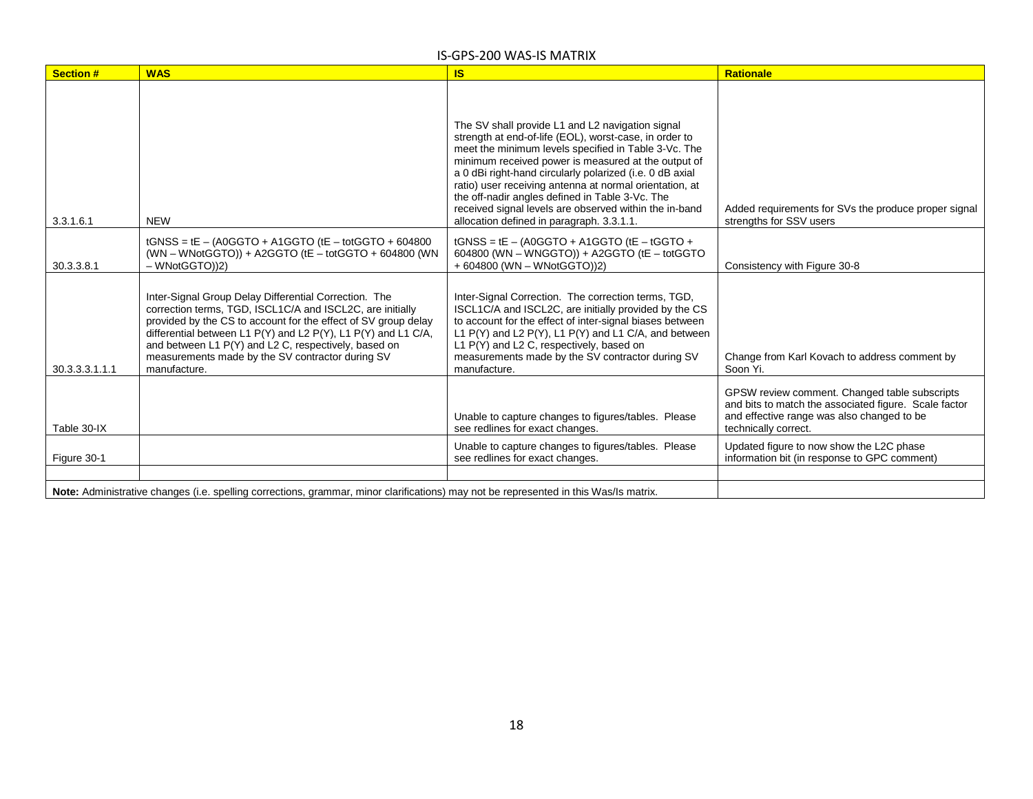# IS-GPS-200 WAS-IS MATRIX

| Section # | WAS | IS | Rationale |
|---|---|---|---|
| 3.3.1.6.1 | NEW | The SV shall provide L1 and L2 navigation signal strength at end-of-life (EOL), worst-case, in order to meet the minimum levels specified in Table 3-Vc. The minimum received power is measured at the output of a 0 dBi right-hand circularly polarized (i.e. 0 dB axial ratio) user receiving antenna at normal orientation, at the off-nadir angles defined in Table 3-Vc. The received signal levels are observed within the in-band allocation defined in paragraph. 3.3.1.1. | Added requirements for SVs the produce proper signal strengths for SSV users |
| 30.3.3.8.1 | $t_{GNSS} = t_E - (A_{0GGTO} + A_{1GGTO} (t_E - t_{otGGTO} + 604800 (WN - WN_{otGGTO})) + A_{2GGTO} (t_E - t_{otGGTO} + 604800 (WN - WN_{otGGTO}))^2)$ | $t_{GNSS} = t_E - (A_{0GGTO} + A_{1GGTO} (t_E - t_{GGTO} + 604800 (WN - WN_{GGTO})) + A_{2GGTO} (t_E - t_{otGGTO} + 604800 (WN - WN_{otGGTO}))^2)$ | Consistency with Figure 30-8 |
| 30.3.3.3.1.1.1 | Inter-Signal Group Delay Differential Correction. The correction terms, $T_{GD}$, $ISC_{L1C/A}$ and $ISC_{L2C}$, are initially provided by the CS to account for the effect of SV group delay differential between L1 P(Y) and L2 P(Y), L1 P(Y) and L1 C/A, and between L1 P(Y) and L2 C, respectively, based on measurements made by the SV contractor during SV manufacture. | Inter-Signal Correction. The correction terms, $T_{GD}$, $ISC_{L1C/A}$ and $ISC_{L2C}$, are initially provided by the CS to account for the effect of inter-signal biases between L1 P(Y) and L2 P(Y), L1 P(Y) and L1 C/A, and between L1 P(Y) and L2 C, respectively, based on measurements made by the SV contractor during SV manufacture. | Change from Karl Kovach to address comment by Soon Yi. |
| Table 30-IX | | Unable to capture changes to figures/tables. Please see redlines for exact changes. | GPSW review comment. Changed table subscripts and bits to match the associated figure. Scale factor and effective range was also changed to be technically correct. |
| Figure 30-1 | | Unable to capture changes to figures/tables. Please see redlines for exact changes. | Updated figure to now show the L2C phase information bit (in response to GPC comment) |
| | | | |

**Note:** Administrative changes (i.e. spelling corrections, grammar, minor clarifications) may not be represented in this Was/Is matrix.